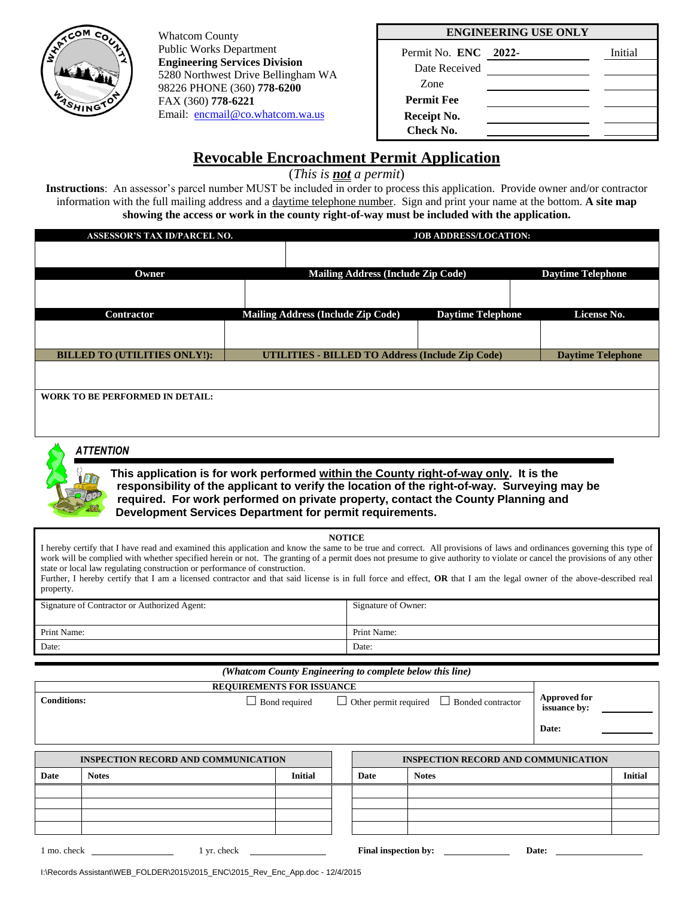Whatcom County
Public Works Department
**Engineering Services Division**
5280 Northwest Drive Bellingham WA
98226 PHONE (360) **778-6200**
FAX (360) **778-6221**
Email: encmail@co.whatcom.wa.us

| ENGINEERING USE ONLY | | |
|---|---|---|
| Permit No. **ENC** | **2022-** | Initial |
| Date Received | | |
| Zone | | |
| **Permit Fee** | | |
| **Receipt No.** | | |
| **Check No.** | | |

# Revocable Encroachment Permit Application

(*This is **not** a permit*)

**Instructions**: An assessor's parcel number MUST be included in order to process this application. Provide owner and/or contractor information with the full mailing address and a daytime telephone number. Sign and print your name at the bottom. **A site map showing the access or work in the county right-of-way must be included with the application.**

| ASSESSOR'S TAX ID/PARCEL NO. | JOB ADDRESS/LOCATION: | | |
|---|---|---|---|
| | | | |
| **Owner** | **Mailing Address (Include Zip Code)** | **Daytime Telephone** | |
| | | | |
| **Contractor** | **Mailing Address (Include Zip Code)** | **Daytime Telephone** | **License No.** |
| | | | |
| **BILLED TO (UTILITIES ONLY!):** | **UTILITIES - BILLED TO Address (Include Zip Code)** | | **Daytime Telephone** |
| | | | |
| **WORK TO BE PERFORMED IN DETAIL:** | | | |

***ATTENTION***

**This application is for work performed within the County right-of-way only. It is the responsibility of the applicant to verify the location of the right-of-way. Surveying may be required. For work performed on private property, contact the County Planning and Development Services Department for permit requirements.**

**NOTICE**

I hereby certify that I have read and examined this application and know the same to be true and correct. All provisions of laws and ordinances governing this type of work will be complied with whether specified herein or not. The granting of a permit does not presume to give authority to violate or cancel the provisions of any other state or local law regulating construction or performance of construction.
Further, I hereby certify that I am a licensed contractor and that said license is in full force and effect, **OR** that I am the legal owner of the above-described real property.

| Signature of Contractor or Authorized Agent: | Signature of Owner: |
|---|---|
| Print Name: | Print Name: |
| Date: | Date: |

*(Whatcom County Engineering to complete below this line)*

| REQUIREMENTS FOR ISSUANCE | | |
|---|---|---|
| **Conditions:** | ☐ Bond required ☐ Other permit required ☐ Bonded contractor | **Approved for issuance by:** ____ |
| | | **Date:** ____ |

| INSPECTION RECORD AND COMMUNICATION | | | INSPECTION RECORD AND COMMUNICATION | | |
|---|---|---|---|---|---|
| **Date** | **Notes** | **Initial** | **Date** | **Notes** | **Initial** |
| | | | | | |
| | | | | | |
| | | | | | |
| | | | | | |

1 mo. check ____ 1 yr. check ____ **Final inspection by:** ____ **Date:** ____

I:\Records Assistant\WEB_FOLDER\2015\2015_ENC\2015_Rev_Enc_App.doc - 12/4/2015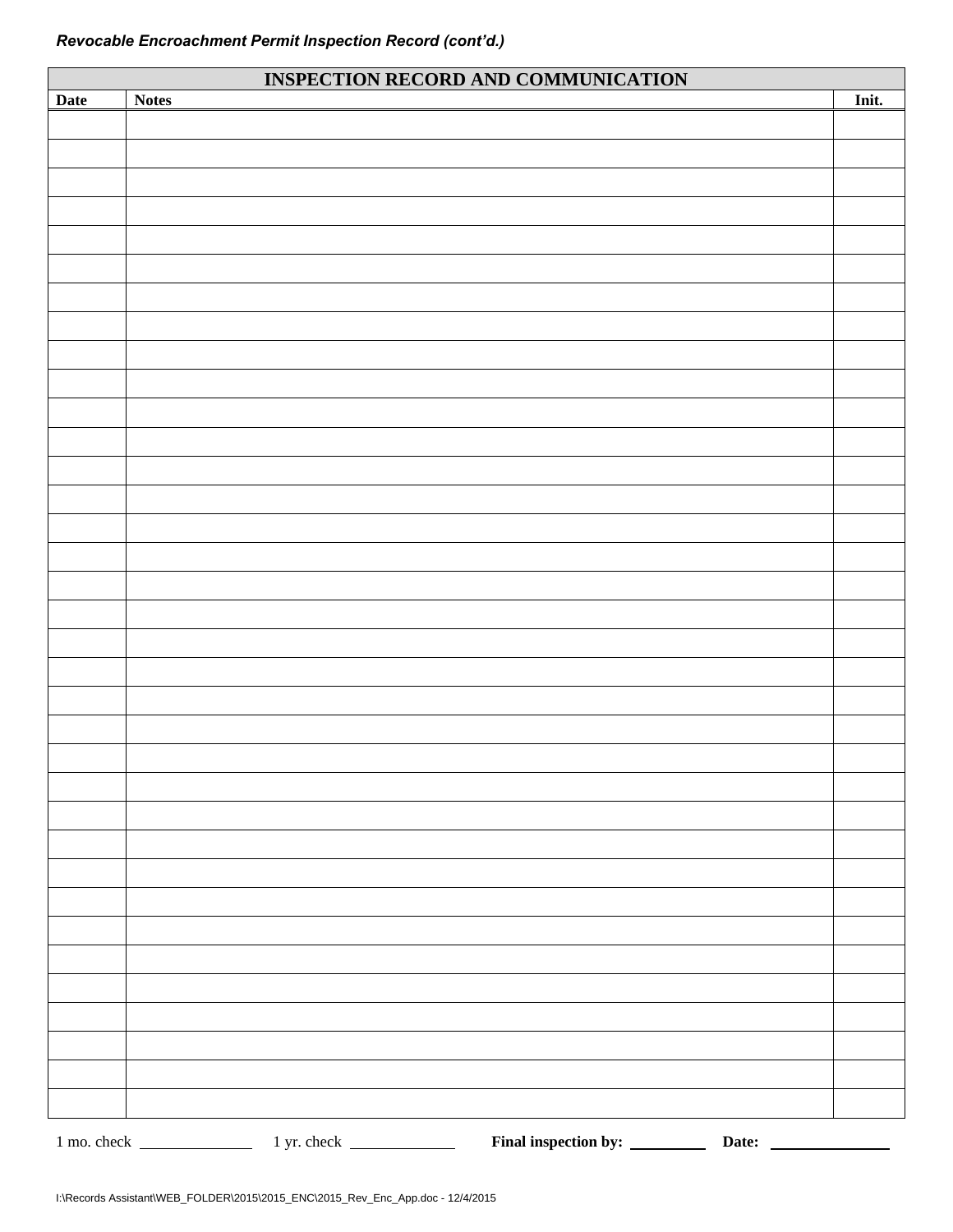***Revocable Encroachment Permit Inspection Record (cont'd.)***

| INSPECTION RECORD AND COMMUNICATION | | |
|---|---|---|
| **Date** | **Notes** | **Init.** |
| | | |
| | | |
| | | |
| | | |
| | | |
| | | |
| | | |
| | | |
| | | |
| | | |
| | | |
| | | |
| | | |
| | | |
| | | |
| | | |
| | | |
| | | |
| | | |
| | | |
| | | |
| | | |
| | | |
| | | |
| | | |
| | | |
| | | |
| | | |
| | | |
| | | |
| | | |
| | | |
| | | |
| | | |
| | | |

1 mo. check ______________ 1 yr. check ______________ **Final inspection by:** __________ **Date:** ______________